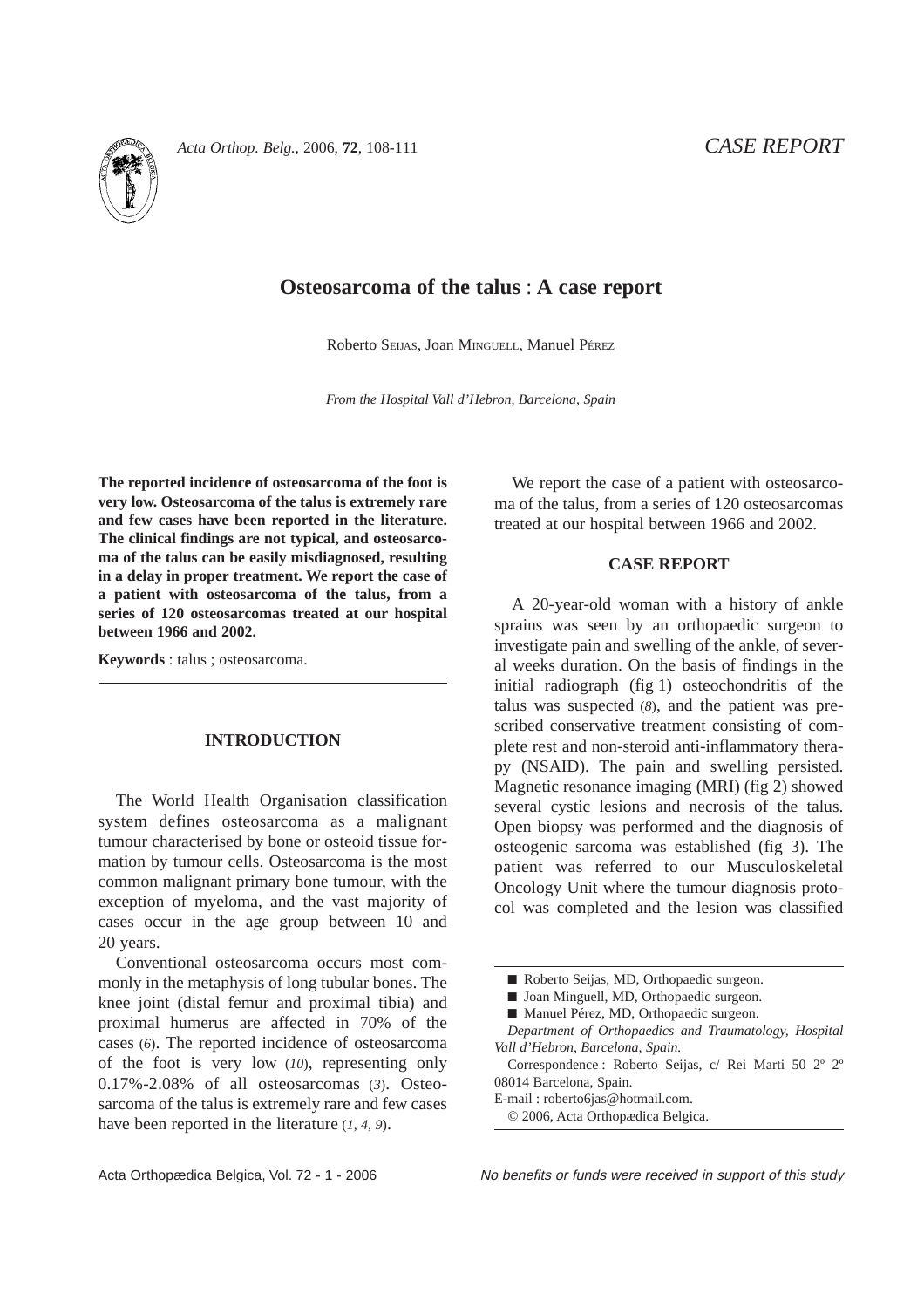*CASE REPORT*

# Osteosarcoma of the talus : A case report

Roberto SEIJAS, Joan MINGUELL, Manuel PÉREZ

*From the Hospital Vall d'Hebron, Barcelona, Spain*

**The reported incidence of osteosarcoma of the foot is very low. Osteosarcoma of the talus is extremely rare and few cases have been reported in the literature. The clinical findings are not typical, and osteosarcoma of the talus can be easily misdiagnosed, resulting in a delay in proper treatment. We report the case of a patient with osteosarcoma of the talus, from a series of 120 osteosarcomas treated at our hospital between 1966 and 2002.**

**Keywords** : talus ; osteosarcoma.

## INTRODUCTION

The World Health Organisation classification system defines osteosarcoma as a malignant tumour characterised by bone or osteoid tissue formation by tumour cells. Osteosarcoma is the most common malignant primary bone tumour, with the exception of myeloma, and the vast majority of cases occur in the age group between 10 and 20 years.

Conventional osteosarcoma occurs most commonly in the metaphysis of long tubular bones. The knee joint (distal femur and proximal tibia) and proximal humerus are affected in 70% of the cases (*6*). The reported incidence of osteosarcoma of the foot is very low (*10*), representing only 0.17%-2.08% of all osteosarcomas (*3*). Osteosarcoma of the talus is extremely rare and few cases have been reported in the literature (*1, 4, 9*).

We report the case of a patient with osteosarcoma of the talus, from a series of 120 osteosarcomas treated at our hospital between 1966 and 2002.

## CASE REPORT

A 20-year-old woman with a history of ankle sprains was seen by an orthopaedic surgeon to investigate pain and swelling of the ankle, of several weeks duration. On the basis of findings in the initial radiograph (fig 1) osteochondritis of the talus was suspected (*8*), and the patient was prescribed conservative treatment consisting of complete rest and non-steroid anti-inflammatory therapy (NSAID). The pain and swelling persisted. Magnetic resonance imaging (MRI) (fig 2) showed several cystic lesions and necrosis of the talus. Open biopsy was performed and the diagnosis of osteogenic sarcoma was established (fig 3). The patient was referred to our Musculoskeletal Oncology Unit where the tumour diagnosis protocol was completed and the lesion was classified

---

■ Roberto Seijas, MD, Orthopaedic surgeon.
■ Joan Minguell, MD, Orthopaedic surgeon.
■ Manuel Pérez, MD, Orthopaedic surgeon.
*Department of Orthopaedics and Traumatology, Hospital Vall d'Hebron, Barcelona, Spain.*
Correspondence : Roberto Seijas, c/ Rei Marti 50 2º 2º 08014 Barcelona, Spain.
E-mail : roberto6jas@hotmail.com.
© 2006, Acta Orthopædica Belgica.

*No benefits or funds were received in support of this study*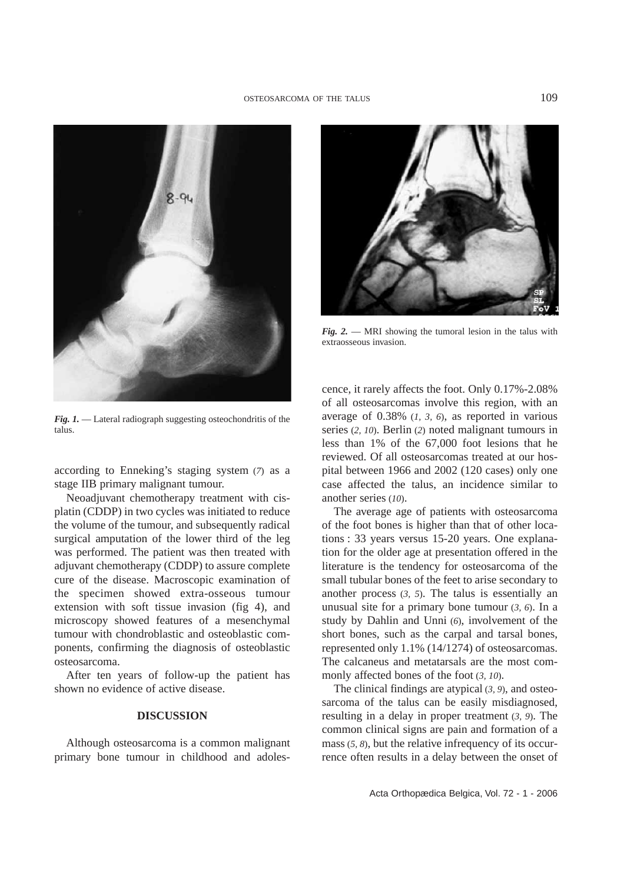*Fig. 1.* — Lateral radiograph suggesting osteochondritis of the talus.

*Fig. 2.* — MRI showing the tumoral lesion in the talus with extraosseous invasion.

according to Enneking's staging system (*7*) as a stage IIB primary malignant tumour.

Neoadjuvant chemotherapy treatment with cisplatin (CDDP) in two cycles was initiated to reduce the volume of the tumour, and subsequently radical surgical amputation of the lower third of the leg was performed. The patient was then treated with adjuvant chemotherapy (CDDP) to assure complete cure of the disease. Macroscopic examination of the specimen showed extra-osseous tumour extension with soft tissue invasion (fig 4), and microscopy showed features of a mesenchymal tumour with chondroblastic and osteoblastic components, confirming the diagnosis of osteoblastic osteosarcoma.

After ten years of follow-up the patient has shown no evidence of active disease.

## DISCUSSION

Although osteosarcoma is a common malignant primary bone tumour in childhood and adolescence, it rarely affects the foot. Only 0.17%-2.08% of all osteosarcomas involve this region, with an average of 0.38% (*1, 3, 6*), as reported in various series (*2, 10*). Berlin (*2*) noted malignant tumours in less than 1% of the 67,000 foot lesions that he reviewed. Of all osteosarcomas treated at our hospital between 1966 and 2002 (120 cases) only one case affected the talus, an incidence similar to another series (*10*).

The average age of patients with osteosarcoma of the foot bones is higher than that of other locations : 33 years versus 15-20 years. One explanation for the older age at presentation offered in the literature is the tendency for osteosarcoma of the small tubular bones of the feet to arise secondary to another process (*3, 5*). The talus is essentially an unusual site for a primary bone tumour (*3, 6*). In a study by Dahlin and Unni (*6*), involvement of the short bones, such as the carpal and tarsal bones, represented only 1.1% (14/1274) of osteosarcomas. The calcaneus and metatarsals are the most commonly affected bones of the foot (*3, 10*).

The clinical findings are atypical (*3, 9*), and osteosarcoma of the talus can be easily misdiagnosed, resulting in a delay in proper treatment (*3, 9*). The common clinical signs are pain and formation of a mass (*5, 8*), but the relative infrequency of its occurrence often results in a delay between the onset of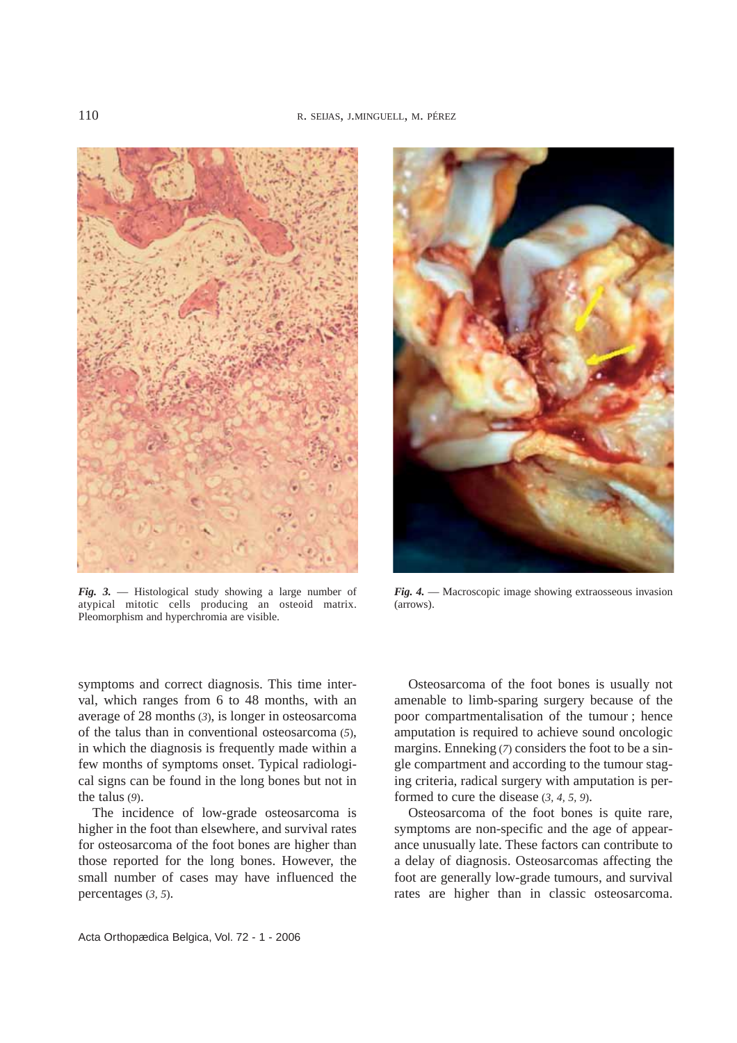*Fig. 3.* — Histological study showing a large number of atypical mitotic cells producing an osteoid matrix. Pleomorphism and hyperchromia are visible.

*Fig. 4.* — Macroscopic image showing extraosseous invasion (arrows).

symptoms and correct diagnosis. This time interval, which ranges from 6 to 48 months, with an average of 28 months (*3*), is longer in osteosarcoma of the talus than in conventional osteosarcoma (*5*), in which the diagnosis is frequently made within a few months of symptoms onset. Typical radiological signs can be found in the long bones but not in the talus (*9*).

The incidence of low-grade osteosarcoma is higher in the foot than elsewhere, and survival rates for osteosarcoma of the foot bones are higher than those reported for the long bones. However, the small number of cases may have influenced the percentages (*3, 5*).

Osteosarcoma of the foot bones is usually not amenable to limb-sparing surgery because of the poor compartmentalisation of the tumour ; hence amputation is required to achieve sound oncologic margins. Enneking (*7*) considers the foot to be a single compartment and according to the tumour staging criteria, radical surgery with amputation is performed to cure the disease (*3, 4, 5, 9*).

Osteosarcoma of the foot bones is quite rare, symptoms are non-specific and the age of appearance unusually late. These factors can contribute to a delay of diagnosis. Osteosarcomas affecting the foot are generally low-grade tumours, and survival rates are higher than in classic osteosarcoma.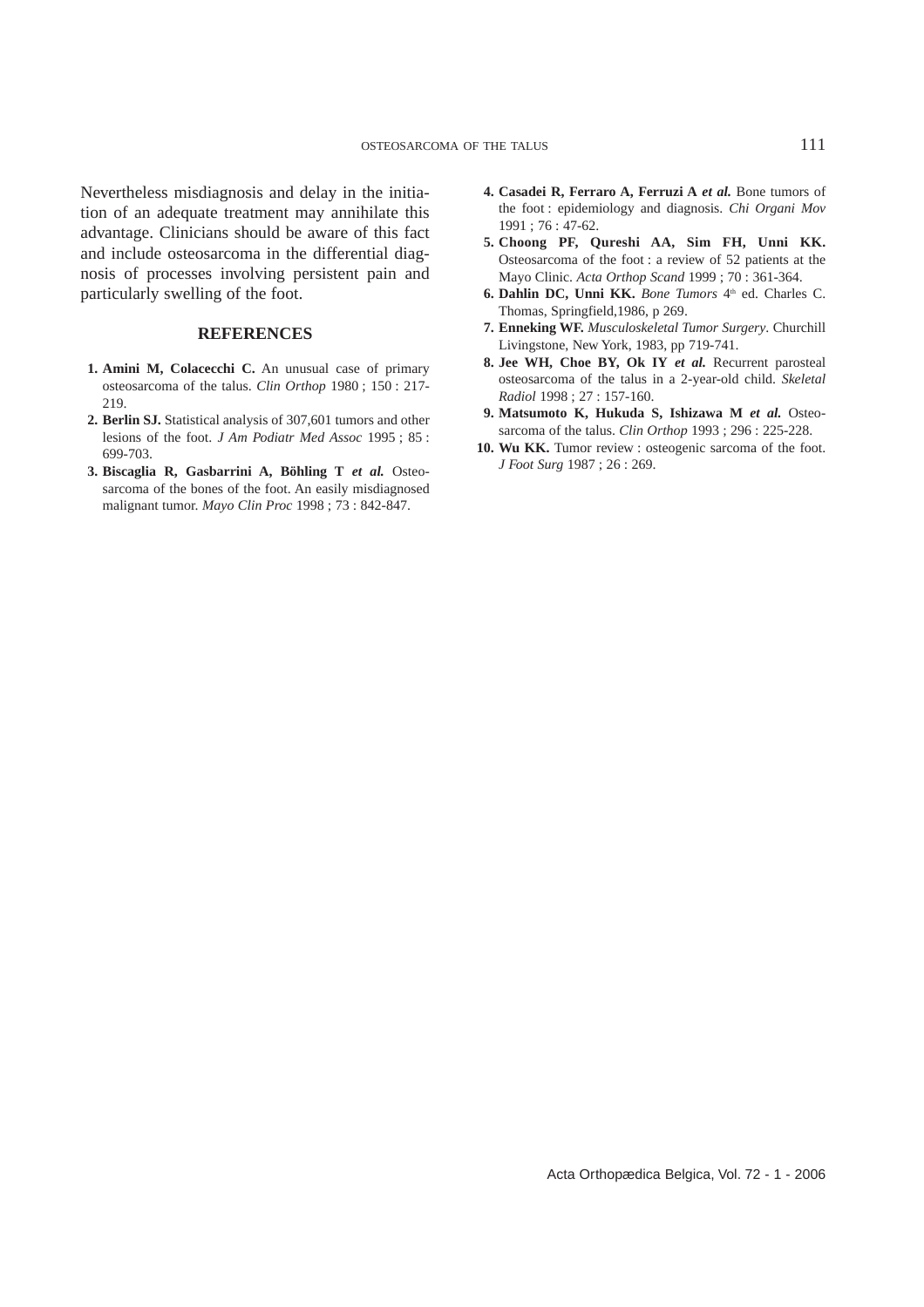Nevertheless misdiagnosis and delay in the initiation of an adequate treatment may annihilate this advantage. Clinicians should be aware of this fact and include osteosarcoma in the differential diagnosis of processes involving persistent pain and particularly swelling of the foot.

## REFERENCES

1. **Amini M, Colacecchi C.** An unusual case of primary osteosarcoma of the talus. *Clin Orthop* 1980 ; 150 : 217-219.
2. **Berlin SJ.** Statistical analysis of 307,601 tumors and other lesions of the foot. *J Am Podiatr Med Assoc* 1995 ; 85 : 699-703.
3. **Biscaglia R, Gasbarrini A, Böhling T *et al.*** Osteosarcoma of the bones of the foot. An easily misdiagnosed malignant tumor. *Mayo Clin Proc* 1998 ; 73 : 842-847.
4. **Casadei R, Ferraro A, Ferruzi A *et al.*** Bone tumors of the foot : epidemiology and diagnosis. *Chi Organi Mov* 1991 ; 76 : 47-62.
5. **Choong PF, Qureshi AA, Sim FH, Unni KK.** Osteosarcoma of the foot : a review of 52 patients at the Mayo Clinic. *Acta Orthop Scand* 1999 ; 70 : 361-364.
6. **Dahlin DC, Unni KK.** *Bone Tumors* 4th ed. Charles C. Thomas, Springfield,1986, p 269.
7. **Enneking WF.** *Musculoskeletal Tumor Surgery*. Churchill Livingstone, New York, 1983, pp 719-741.
8. **Jee WH, Choe BY, Ok IY *et al.*** Recurrent parosteal osteosarcoma of the talus in a 2-year-old child. *Skeletal Radiol* 1998 ; 27 : 157-160.
9. **Matsumoto K, Hukuda S, Ishizawa M *et al.*** Osteosarcoma of the talus. *Clin Orthop* 1993 ; 296 : 225-228.
10. **Wu KK.** Tumor review : osteogenic sarcoma of the foot. *J Foot Surg* 1987 ; 26 : 269.